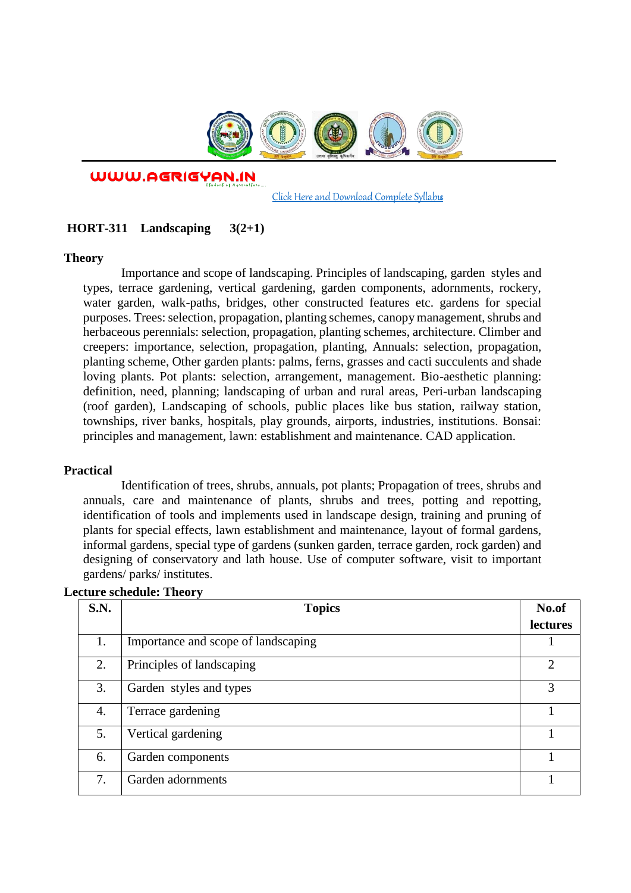WWW.AGRIGYAN.IN

[Click Here and Download Complete Syllabus]

**HORT-311 Landscaping 3(2+1)**

**Theory**

Importance and scope of landscaping. Principles of landscaping, garden styles and types, terrace gardening, vertical gardening, garden components, adornments, rockery, water garden, walk-paths, bridges, other constructed features etc. gardens for special purposes. Trees: selection, propagation, planting schemes, canopy management, shrubs and herbaceous perennials: selection, propagation, planting schemes, architecture. Climber and creepers: importance, selection, propagation, planting, Annuals: selection, propagation, planting scheme, Other garden plants: palms, ferns, grasses and cacti succulents and shade loving plants. Pot plants: selection, arrangement, management. Bio-aesthetic planning: definition, need, planning; landscaping of urban and rural areas, Peri-urban landscaping (roof garden), Landscaping of schools, public places like bus station, railway station, townships, river banks, hospitals, play grounds, airports, industries, institutions. Bonsai: principles and management, lawn: establishment and maintenance. CAD application.

**Practical**

Identification of trees, shrubs, annuals, pot plants; Propagation of trees, shrubs and annuals, care and maintenance of plants, shrubs and trees, potting and repotting, identification of tools and implements used in landscape design, training and pruning of plants for special effects, lawn establishment and maintenance, layout of formal gardens, informal gardens, special type of gardens (sunken garden, terrace garden, rock garden) and designing of conservatory and lath house. Use of computer software, visit to important gardens/ parks/ institutes.

**Lecture schedule: Theory**

| S.N. | Topics | No.of lectures |
|---|---|---|
| 1. | Importance and scope of landscaping | 1 |
| 2. | Principles of landscaping | 2 |
| 3. | Garden styles and types | 3 |
| 4. | Terrace gardening | 1 |
| 5. | Vertical gardening | 1 |
| 6. | Garden components | 1 |
| 7. | Garden adornments | 1 |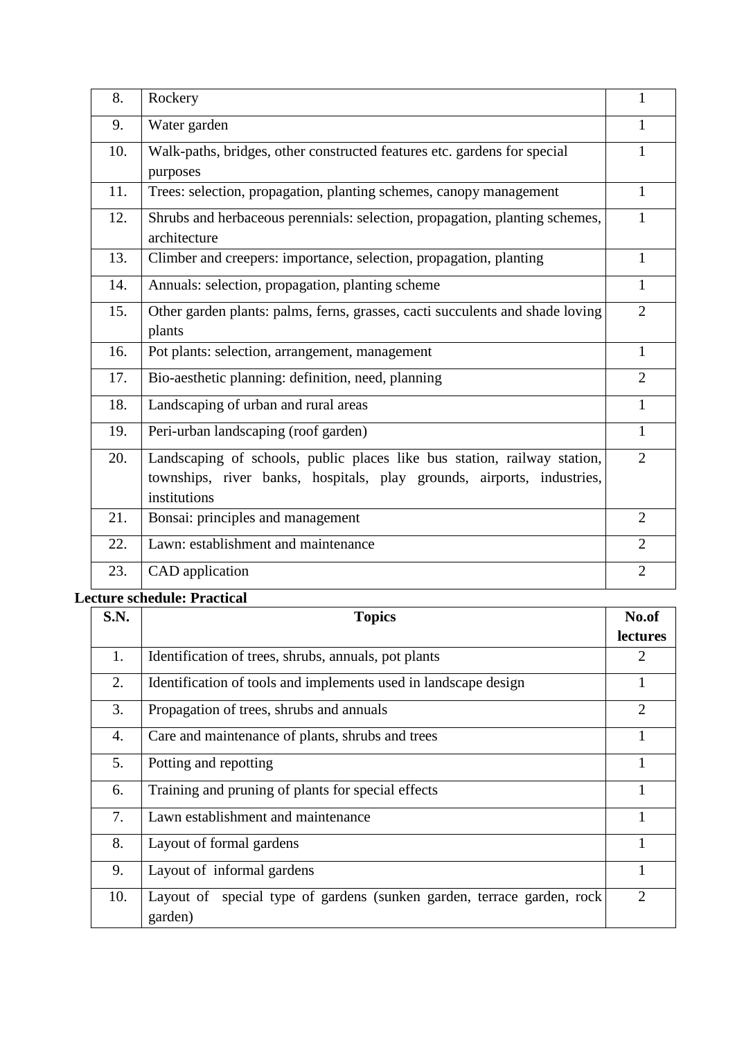| | | |
|---|---|---|
| 8. | Rockery | 1 |
| 9. | Water garden | 1 |
| 10. | Walk-paths, bridges, other constructed features etc. gardens for special purposes | 1 |
| 11. | Trees: selection, propagation, planting schemes, canopy management | 1 |
| 12. | Shrubs and herbaceous perennials: selection, propagation, planting schemes, architecture | 1 |
| 13. | Climber and creepers: importance, selection, propagation, planting | 1 |
| 14. | Annuals: selection, propagation, planting scheme | 1 |
| 15. | Other garden plants: palms, ferns, grasses, cacti succulents and shade loving plants | 2 |
| 16. | Pot plants: selection, arrangement, management | 1 |
| 17. | Bio-aesthetic planning: definition, need, planning | 2 |
| 18. | Landscaping of urban and rural areas | 1 |
| 19. | Peri-urban landscaping (roof garden) | 1 |
| 20. | Landscaping of schools, public places like bus station, railway station, townships, river banks, hospitals, play grounds, airports, industries, institutions | 2 |
| 21. | Bonsai: principles and management | 2 |
| 22. | Lawn: establishment and maintenance | 2 |
| 23. | CAD application | 2 |

**Lecture schedule: Practical**

| S.N. | Topics | No.of lectures |
|---|---|---|
| 1. | Identification of trees, shrubs, annuals, pot plants | 2 |
| 2. | Identification of tools and implements used in landscape design | 1 |
| 3. | Propagation of trees, shrubs and annuals | 2 |
| 4. | Care and maintenance of plants, shrubs and trees | 1 |
| 5. | Potting and repotting | 1 |
| 6. | Training and pruning of plants for special effects | 1 |
| 7. | Lawn establishment and maintenance | 1 |
| 8. | Layout of formal gardens | 1 |
| 9. | Layout of informal gardens | 1 |
| 10. | Layout of special type of gardens (sunken garden, terrace garden, rock garden) | 2 |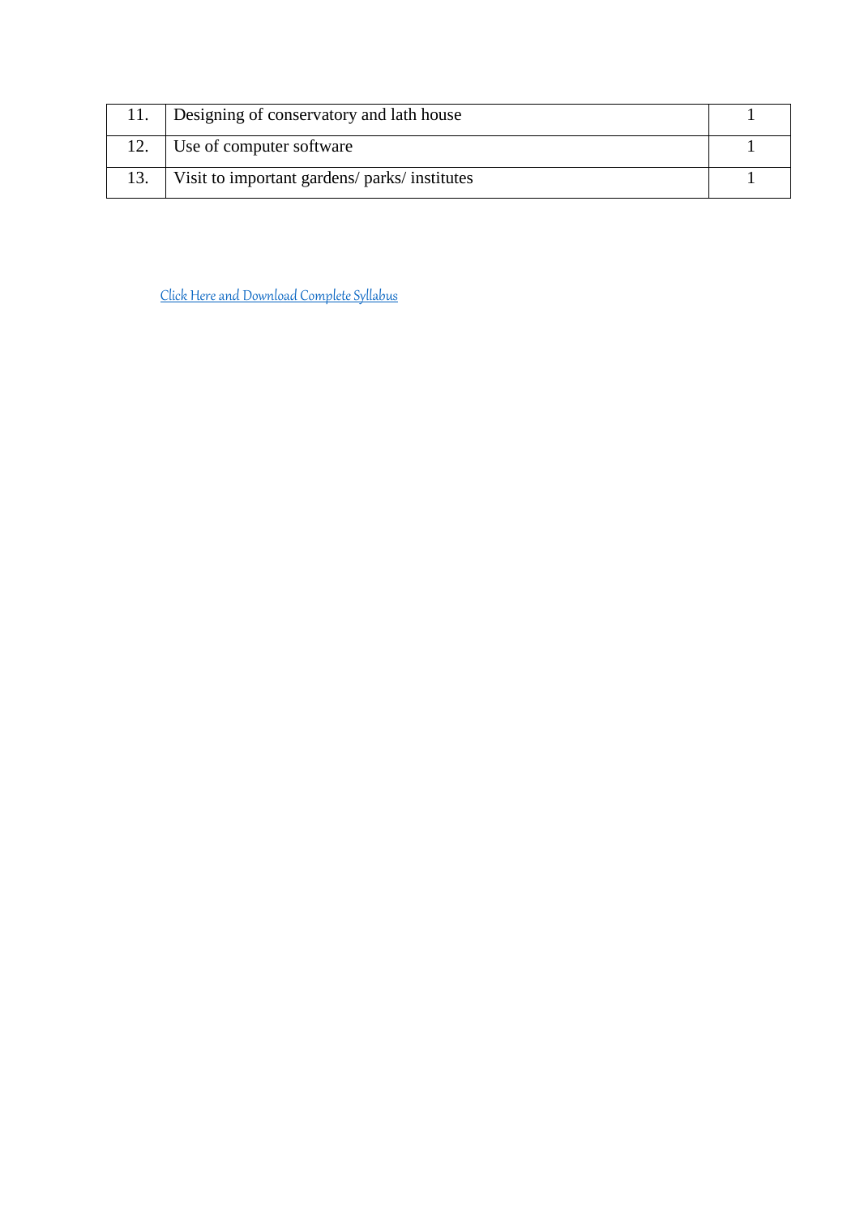| | | |
|---|---|---|
| 11. | Designing of conservatory and lath house | 1 |
| 12. | Use of computer software | 1 |
| 13. | Visit to important gardens/ parks/ institutes | 1 |

Click Here and Download Complete Syllabus